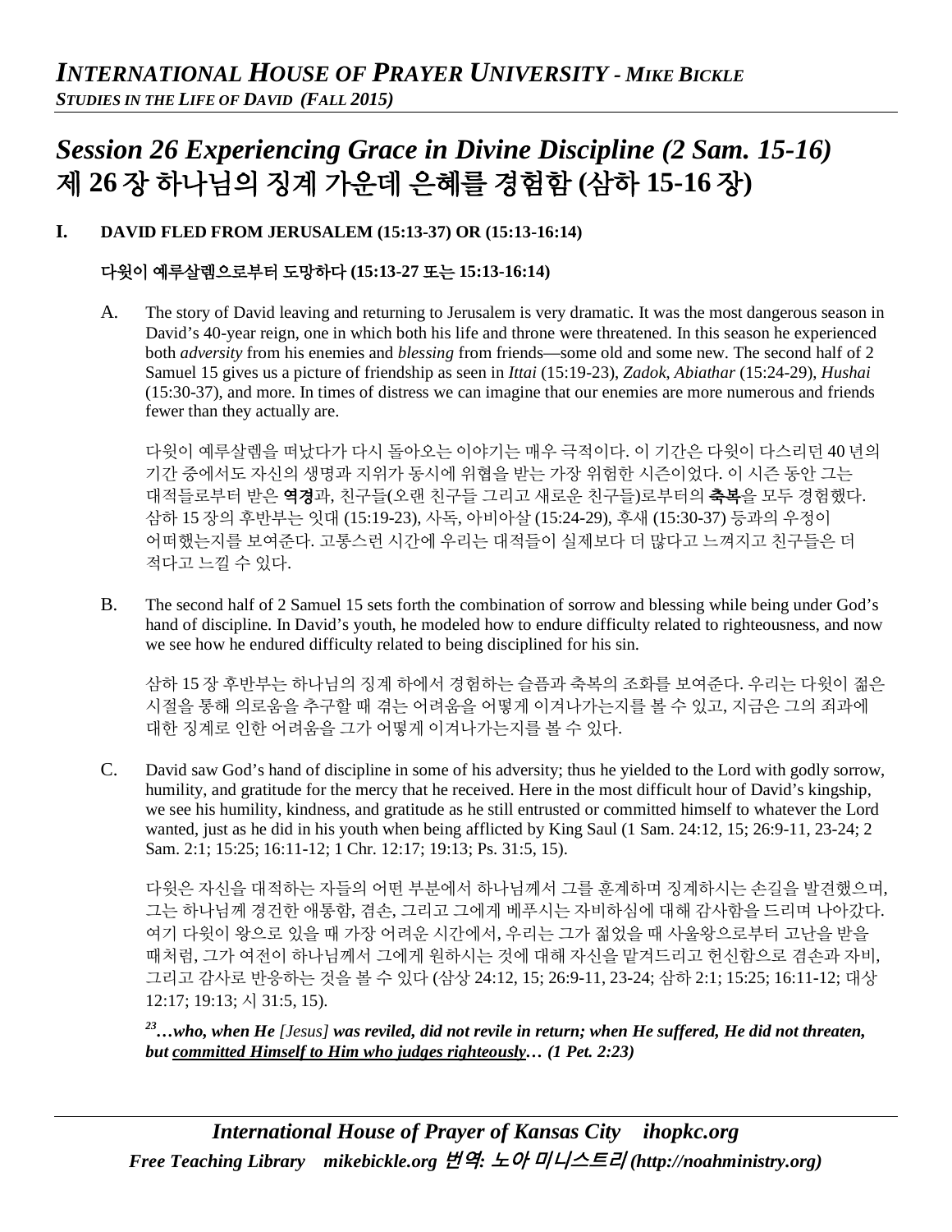# *Session 26 Experiencing Grace in Divine Discipline (2 Sam. 15-16)*
# 제 26 장 하나님의 징계 가운데 은혜를 경험함 (삼하 15-16 장)

## I. DAVID FLED FROM JERUSALEM (15:13-37) OR (15:13-16:14)

## 다윗이 예루살렘으로부터 도망하다 (15:13-27 또는 15:13-16:14)

A. The story of David leaving and returning to Jerusalem is very dramatic. It was the most dangerous season in David's 40-year reign, one in which both his life and throne were threatened. In this season he experienced both *adversity* from his enemies and *blessing* from friends—some old and some new. The second half of 2 Samuel 15 gives us a picture of friendship as seen in *Ittai* (15:19-23), *Zadok*, *Abiathar* (15:24-29), *Hushai* (15:30-37), and more. In times of distress we can imagine that our enemies are more numerous and friends fewer than they actually are.

다윗이 예루살렘을 떠났다가 다시 돌아오는 이야기는 매우 극적이다. 이 기간은 다윗이 다스리던 40 년의 기간 중에서도 자신의 생명과 지위가 동시에 위협을 받는 가장 위험한 시즌이었다. 이 시즌 동안 그는 대적들로부터 받은 **역경**과, 친구들(오랜 친구들 그리고 새로운 친구들)로부터의 **축복**을 모두 경험했다. 삼하 15 장의 후반부는 잇대 (15:19-23), 사독, 아비아살 (15:24-29), 후새 (15:30-37) 등과의 우정이 어떠했는지를 보여준다. 고통스런 시간에 우리는 대적들이 실제보다 더 많다고 느껴지고 친구들은 더 적다고 느낄 수 있다.

B. The second half of 2 Samuel 15 sets forth the combination of sorrow and blessing while being under God's hand of discipline. In David's youth, he modeled how to endure difficulty related to righteousness, and now we see how he endured difficulty related to being disciplined for his sin.

삼하 15 장 후반부는 하나님의 징계 하에서 경험하는 슬픔과 축복의 조화를 보여준다. 우리는 다윗이 젊은 시절을 통해 의로움을 추구할 때 겪는 어려움을 어떻게 이겨나가는지를 볼 수 있고, 지금은 그의 죄과에 대한 징계로 인한 어려움을 그가 어떻게 이겨나가는지를 볼 수 있다.

C. David saw God's hand of discipline in some of his adversity; thus he yielded to the Lord with godly sorrow, humility, and gratitude for the mercy that he received. Here in the most difficult hour of David's kingship, we see his humility, kindness, and gratitude as he still entrusted or committed himself to whatever the Lord wanted, just as he did in his youth when being afflicted by King Saul (1 Sam. 24:12, 15; 26:9-11, 23-24; 2 Sam. 2:1; 15:25; 16:11-12; 1 Chr. 12:17; 19:13; Ps. 31:5, 15).

다윗은 자신을 대적하는 자들의 어떤 부분에서 하나님께서 그를 훈계하며 징계하시는 손길을 발견했으며, 그는 하나님께 경건한 애통함, 겸손, 그리고 그에게 베푸시는 자비하심에 대해 감사함을 드리며 나아갔다. 여기 다윗이 왕으로 있을 때 가장 어려운 시간에서, 우리는 그가 젊었을 때 사울왕으로부터 고난을 받을 때처럼, 그가 여전이 하나님께서 그에게 원하시는 것에 대해 자신을 맡겨드리고 헌신함으로 겸손과 자비, 그리고 감사로 반응하는 것을 볼 수 있다 (삼상 24:12, 15; 26:9-11, 23-24; 삼하 2:1; 15:25; 16:11-12; 대상 12:17; 19:13; 시 31:5, 15).

***[23]…who, when He** [Jesus] **was reviled, did not revile in return; when He suffered, He did not threaten, but <u>committed Himself to Him who judges righteously</u>… (1 Pet. 2:23)***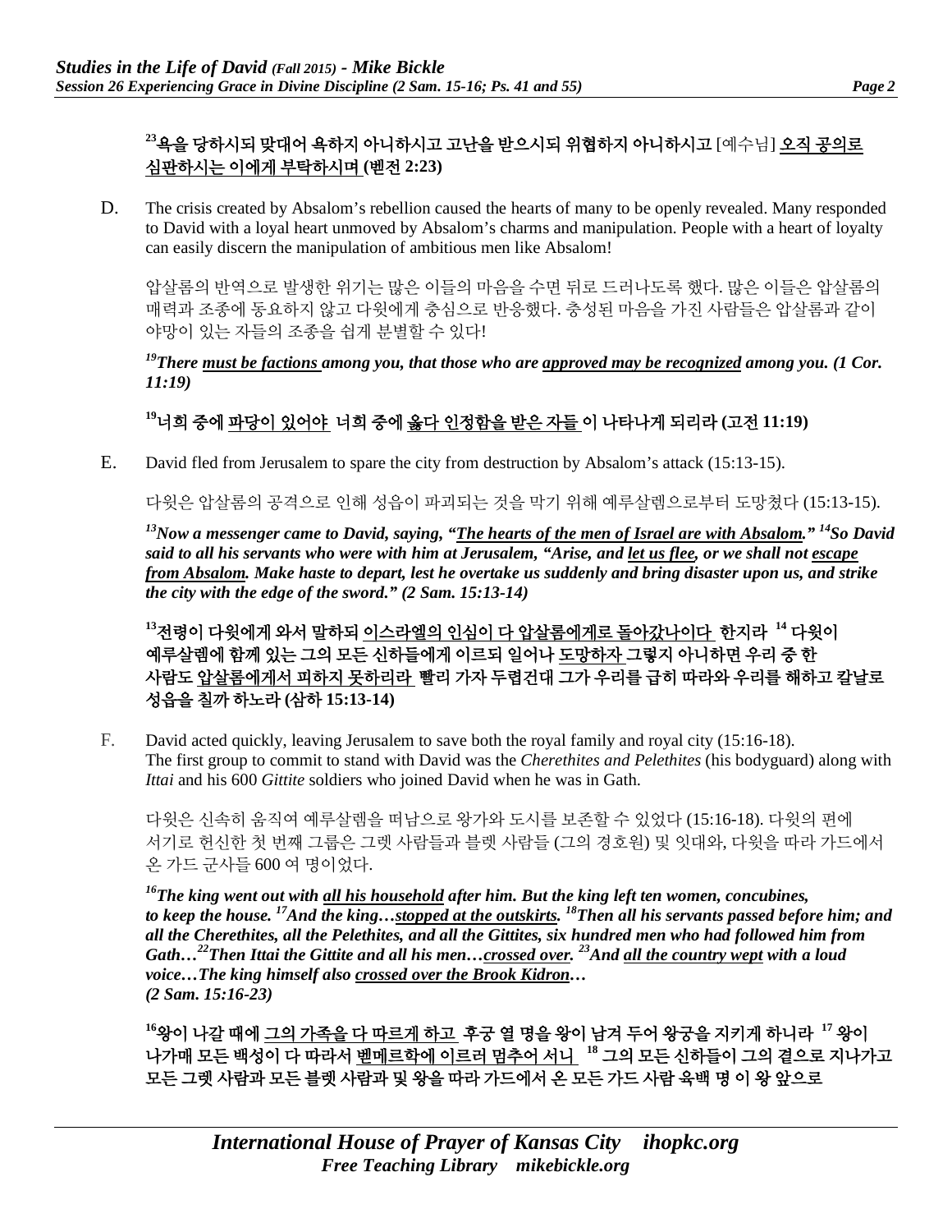**[23]욕을 당하시되 맞대어 욕하지 아니하시고 고난을 받으시되 위협하지 아니하시고** [예수님] **<u>오직 공의로 심판하시는 이에게 부탁하시며</u> (벧전 2:23)**

D. The crisis created by Absalom's rebellion caused the hearts of many to be openly revealed. Many responded to David with a loyal heart unmoved by Absalom's charms and manipulation. People with a heart of loyalty can easily discern the manipulation of ambitious men like Absalom!

압살롬의 반역으로 발생한 위기는 많은 이들의 마음을 수면 위로 드러나도록 했다. 많은 이들은 압살롬의 매력과 조종에 동요하지 않고 다윗에게 충심으로 반응했다. 충성된 마음을 가진 사람들은 압살롬과 같이 야망이 있는 자들의 조종을 쉽게 분별할 수 있다!

***[19]There <u>must be factions</u> among you, that those who are <u>approved may be recognized</u> among you. (1 Cor. 11:19)***

**[19]너희 중에 <u>파당이 있어야</u> 너희 중에 <u>옳다 인정함을 받은 자들</u> 이 나타나게 되리라 (고전 11:19)**

E. David fled from Jerusalem to spare the city from destruction by Absalom's attack (15:13-15).

다윗은 압살롬의 공격으로 인해 성읍이 파괴되는 것을 막기 위해 예루살렘으로부터 도망쳤다 (15:13-15).

***[13]Now a messenger came to David, saying, "<u>The hearts of the men of Israel are with Absalom</u>." [14]So David said to all his servants who were with him at Jerusalem, "Arise, and <u>let us flee</u>, or we shall not <u>escape from Absalom</u>. Make haste to depart, lest he overtake us suddenly and bring disaster upon us, and strike the city with the edge of the sword." (2 Sam. 15:13-14)***

**[13]전령이 다윗에게 와서 말하되 <u>이스라엘의 인심이 다 압살롬에게로 돌아갔나이다</u> 한지라 [14] 다윗이 예루살렘에 함께 있는 그의 모든 신하들에게 이르되 일어나 <u>도망하자</u> 그렇지 아니하면 우리 중 한 사람도 <u>압살롬에게서 피하지 못하리라</u> 빨리 가자 두렵건대 그가 우리를 급히 따라와 우리를 해하고 칼날로 성읍을 칠까 하노라 (삼하 15:13-14)**

F. David acted quickly, leaving Jerusalem to save both the royal family and royal city (15:16-18). The first group to commit to stand with David was the *Cherethites and Pelethites* (his bodyguard) along with *Ittai* and his 600 *Gittite* soldiers who joined David when he was in Gath.

다윗은 신속히 움직여 예루살렘을 떠남으로 왕가와 도시를 보존할 수 있었다 (15:16-18). 다윗의 편에 서기로 헌신한 첫 번째 그룹은 그렛 사람들과 블렛 사람들 (그의 경호원) 및 잇대와, 다윗을 따라 가드에서 온 가드 군사들 600 여 명이었다.

***[16]The king went out with <u>all his household</u> after him. But the king left ten women, concubines, to keep the house. [17]And the king…<u>stopped at the outskirts</u>. [18]Then all his servants passed before him; and all the Cherethites, all the Pelethites, and all the Gittites, six hundred men who had followed him from Gath…[22]Then Ittai the Gittite and all his men…<u>crossed over</u>. [23]And <u>all the country wept</u> with a loud voice…The king himself also <u>crossed over the Brook Kidron</u>… (2 Sam. 15:16-23)***

**[16]왕이 나갈 때에 <u>그의 가족을 다 따르게 하고</u> 후궁 열 명을 왕이 남겨 두어 왕궁을 지키게 하니라 [17] 왕이 나가매 모든 백성이 다 따라서 <u>벧메르학에 이르러 멈추어 서니</u> [18] 그의 모든 신하들이 그의 곁으로 지나가고 모든 그렛 사람과 모든 블렛 사람과 및 왕을 따라 가드에서 온 모든 가드 사람 육백 명 이 왕 앞으로**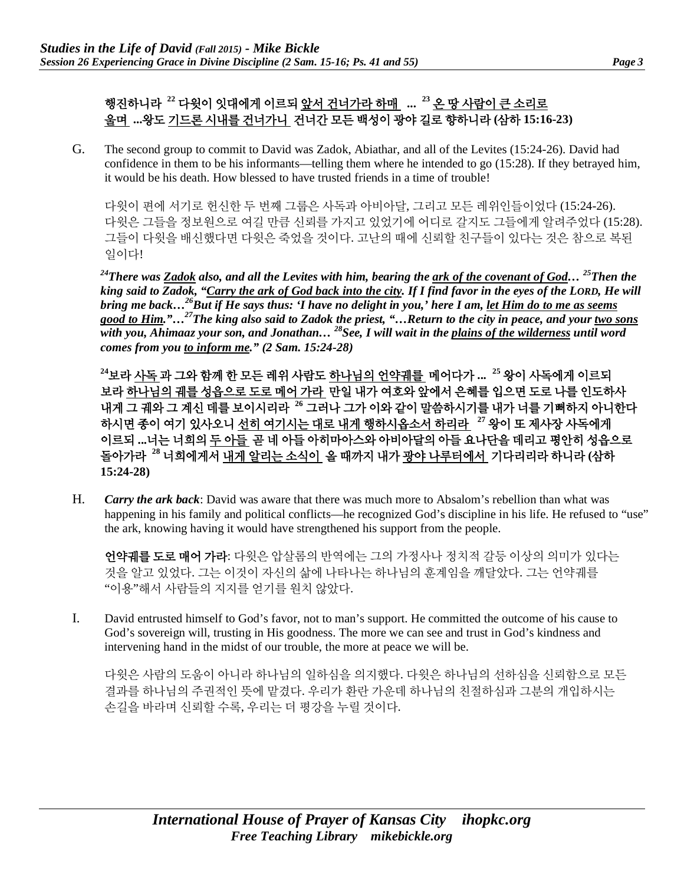**행진하니라 [22] 다윗이 잇대에게 이르되 <u>앞서 건너가라 하매</u> ... [23] <u>온 땅 사람이 큰 소리로 울며</u> ...왕도 <u>기드론 시내를 건너가니</u> 건너간 모든 백성이 광야 길로 향하니라 (삼하 15:16-23)**

G. The second group to commit to David was Zadok, Abiathar, and all of the Levites (15:24-26). David had confidence in them to be his informants—telling them where he intended to go (15:28). If they betrayed him, it would be his death. How blessed to have trusted friends in a time of trouble!

다윗이 편에 서기로 헌신한 두 번째 그룹은 사독과 아비아달, 그리고 모든 레위인들이었다 (15:24-26). 다윗은 그들을 정보원으로 여길 만큼 신뢰를 가지고 있었기에 어디로 갈지도 그들에게 알려주었다 (15:28). 그들이 다윗을 배신했다면 다윗은 죽었을 것이다. 고난의 때에 신뢰할 친구들이 있다는 것은 참으로 복된 일이다!

***[24]There was <u>Zadok</u> also, and all the Levites with him, bearing the <u>ark of the covenant of God</u>… [25]Then the king said to Zadok, "<u>Carry the ark of God back into the city</u>. If I find favor in the eyes of the LORD, He will bring me back…[26]But if He says thus: 'I have no delight in you,' here I am, <u>let Him do to me as seems good to Him</u>."…[27]The king also said to Zadok the priest, "…Return to the city in peace, and your <u>two sons</u> with you, Ahimaaz your son, and Jonathan… [28]See, I will wait in the <u>plains of the wilderness</u> until word comes from you <u>to inform me</u>." (2 Sam. 15:24-28)***

**[24]보라 <u>사독</u> 과 그와 함께 한 모든 레위 사람도 <u>하나님의 언약궤를</u> 메어다가 ... [25] 왕이 사독에게 이르되 보라 <u>하나님의 궤를 성읍으로 도로 메어 가라</u> 만일 내가 여호와 앞에서 은혜를 입으면 도로 나를 인도하사 내게 그 궤와 그 계신 데를 보이시리라 [26] 그러나 그가 이와 같이 말씀하시기를 내가 너를 기뻐하지 아니한다 하시면 종이 여기 있사오니 <u>선히 여기시는 대로 내게 행하시옵소서 하리라</u> [27] 왕이 또 제사장 사독에게 이르되 ...너는 너희의 <u>두 아들</u> 곧 네 아들 아히마아스와 아비아달의 아들 요나단을 데리고 평안히 성읍으로 돌아가라 [28] 너희에게서 <u>내게 알리는 소식이</u> 올 때까지 내가 <u>광야 나루터에서</u> 기다리리라 하니라 (삼하 15:24-28)**

H. ***Carry the ark back***: David was aware that there was much more to Absalom's rebellion than what was happening in his family and political conflicts—he recognized God's discipline in his life. He refused to "use" the ark, knowing having it would have strengthened his support from the people.

**언약궤를 도로 매어 가라**: 다윗은 압살롬의 반역에는 그의 가정사나 정치적 갈등 이상의 의미가 있다는 것을 알고 있었다. 그는 이것이 자신의 삶에 나타나는 하나님의 훈계임을 깨달았다. 그는 언약궤를 "이용"해서 사람들의 지지를 얻기를 원치 않았다.

I. David entrusted himself to God's favor, not to man's support. He committed the outcome of his cause to God's sovereign will, trusting in His goodness. The more we can see and trust in God's kindness and intervening hand in the midst of our trouble, the more at peace we will be.

다윗은 사람의 도움이 아니라 하나님의 일하심을 의지했다. 다윗은 하나님의 선하심을 신뢰함으로 모든 결과를 하나님의 주권적인 뜻에 맡겼다. 우리가 환란 가운데 하나님의 친절하심과 그분의 개입하시는 손길을 바라며 신뢰할 수록, 우리는 더 평강을 누릴 것이다.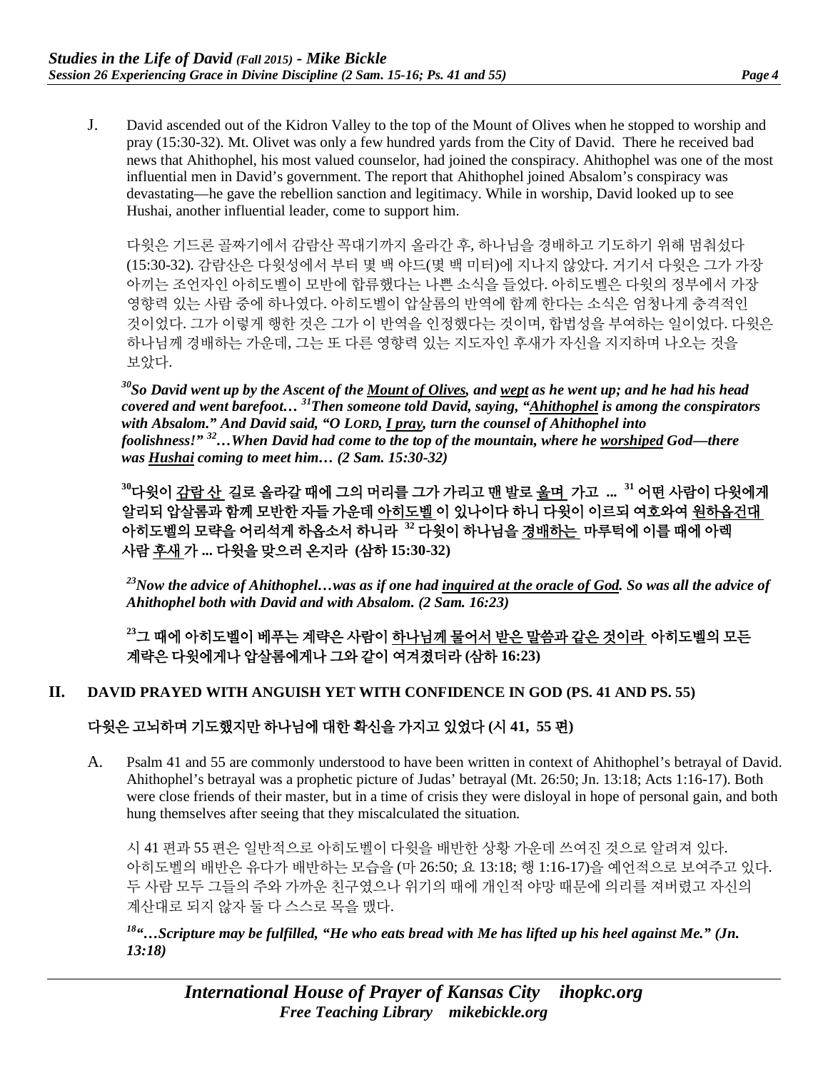J. David ascended out of the Kidron Valley to the top of the Mount of Olives when he stopped to worship and pray (15:30-32). Mt. Olivet was only a few hundred yards from the City of David. There he received bad news that Ahithophel, his most valued counselor, had joined the conspiracy. Ahithophel was one of the most influential men in David's government. The report that Ahithophel joined Absalom's conspiracy was devastating—he gave the rebellion sanction and legitimacy. While in worship, David looked up to see Hushai, another influential leader, come to support him.

다윗은 기드론 골짜기에서 감람산 꼭대기까지 올라간 후, 하나님을 경배하고 기도하기 위해 멈춰섰다 (15:30-32). 감람산은 다윗성에서 부터 몇 백 야드(몇 백 미터)에 지나지 않았다. 거기서 다윗은 그가 가장 아끼는 조언자인 아히도벨이 모반에 합류했다는 나쁜 소식을 들었다. 아히도벨은 다윗의 정부에서 가장 영향력 있는 사람 중에 하나였다. 아히도벨이 압살롬의 반역에 함께 한다는 소식은 엄청나게 충격적인 것이었다. 그가 이렇게 행한 것은 그가 이 반역을 인정했다는 것이며, 합법성을 부여하는 일이었다. 다윗은 하나님께 경배하는 가운데, 그는 또 다른 영향력 있는 지도자인 후새가 자신을 지지하며 나오는 것을 보았다.

***[30]So David went up by the Ascent of the <u>Mount of Olives</u>, and <u>wept</u> as he went up; and he had his head covered and went barefoot… [31]Then someone told David, saying, "<u>Ahithophel</u> is among the conspirators with Absalom." And David said, "O LORD, <u>I pray</u>, turn the counsel of Ahithophel into foolishness!" [32]…When David had come to the top of the mountain, where he <u>worshiped</u> God—there was <u>Hushai</u> coming to meet him… (2 Sam. 15:30-32)***

**[30]다윗이 <u>감람 산</u> 길로 올라갈 때에 그의 머리를 그가 가리고 맨 발로 <u>울며</u> 가고 ... [31] 어떤 사람이 다윗에게 알리되 압살롬과 함께 모반한 자들 가운데 <u>아히도벨</u>이 있나이다 하니 다윗이 이르되 여호와여 <u>원하옵건대</u> 아히도벨의 모략을 어리석게 하옵소서 하니라 [32] 다윗이 하나님을 <u>경배하는</u> 마루턱에 이를 때에 아렉 사람 <u>후새</u>가 ... 다윗을 맞으러 온지라 (삼하 15:30-32)**

***[23]Now the advice of Ahithophel…was as if one had <u>inquired at the oracle of God</u>. So was all the advice of Ahithophel both with David and with Absalom. (2 Sam. 16:23)***

**[23]그 때에 아히도벨이 베푸는 계략은 사람이 <u>하나님께 물어서 받은 말씀과 같은 것이라</u> 아히도벨의 모든 계략은 다윗에게나 압살롬에게나 그와 같이 여겨졌더라 (삼하 16:23)**

## II. DAVID PRAYED WITH ANGUISH YET WITH CONFIDENCE IN GOD (PS. 41 AND PS. 55)

## 다윗은 고뇌하며 기도했지만 하나님에 대한 확신을 가지고 있었다 (시 41, 55 편)

A. Psalm 41 and 55 are commonly understood to have been written in context of Ahithophel's betrayal of David. Ahithophel's betrayal was a prophetic picture of Judas' betrayal (Mt. 26:50; Jn. 13:18; Acts 1:16-17). Both were close friends of their master, but in a time of crisis they were disloyal in hope of personal gain, and both hung themselves after seeing that they miscalculated the situation.

시 41 편과 55 편은 일반적으로 아히도벨이 다윗을 배반한 상황 가운데 쓰여진 것으로 알려져 있다. 아히도벨의 배반은 유다가 배반하는 모습을 (마 26:50; 요 13:18; 행 1:16-17)을 예언적으로 보여주고 있다. 두 사람 모두 그들의 주와 가까운 친구였으나 위기의 때에 개인적 야망 때문에 의리를 져버렸고 자신의 계산대로 되지 않자 둘 다 스스로 목을 맸다.

***[18]"…Scripture may be fulfilled, "He who eats bread with Me has lifted up his heel against Me." (Jn. 13:18)***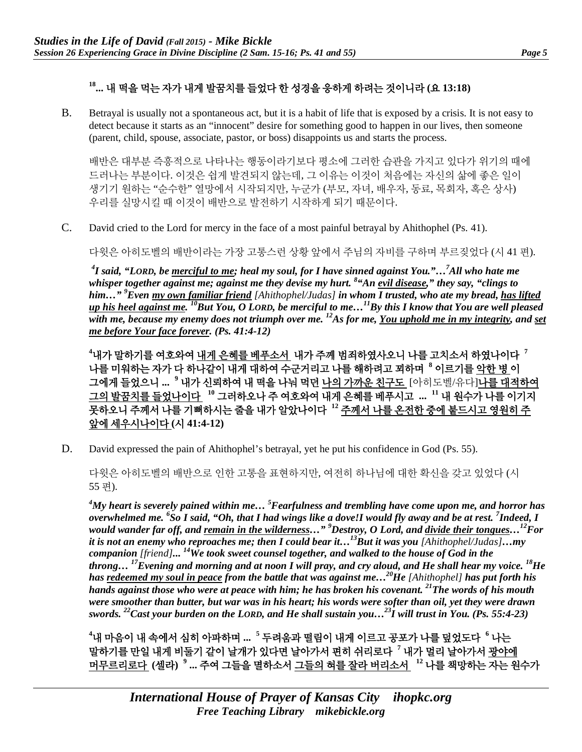**[18]... 내 떡을 먹는 자가 내게 발꿈치를 들었다 한 성경을 응하게 하려는 것이니라 (요 13:18)**

B. Betrayal is usually not a spontaneous act, but it is a habit of life that is exposed by a crisis. It is not easy to detect because it starts as an "innocent" desire for something good to happen in our lives, then someone (parent, child, spouse, associate, pastor, or boss) disappoints us and starts the process.

배반은 대부분 즉흥적으로 나타나는 행동이라기보다 평소에 그러한 습관을 가지고 있다가 위기의 때에 드러나는 부분이다. 이것은 쉽게 발견되지 않는데, 그 이유는 이것이 처음에는 자신의 삶에 좋은 일이 생기기 원하는 "순수한" 열망에서 시작되지만, 누군가 (부모, 자녀, 배우자, 동료, 목회자, 혹은 상사) 우리를 실망시킬 때 이것이 배반으로 발전하기 시작하게 되기 때문이다.

C. David cried to the Lord for mercy in the face of a most painful betrayal by Ahithophel (Ps. 41).

다윗은 아히도벨의 배반이라는 가장 고통스런 상황 앞에서 주님의 자비를 구하며 부르짖었다 (시 41 편).

***[4]I said, "LORD, be <u>merciful to me</u>; heal my soul, for I have sinned against You."…[7]All who hate me whisper together against me; against me they devise my hurt. [8]"An <u>evil disease</u>," they say, "clings to him…" [9]Even <u>my own familiar friend</u> [Ahithophel/Judas] in whom I trusted, who ate my bread, <u>has lifted up his heel against me</u>. [10]But You, O LORD, be merciful to me…[11]By this I know that You are well pleased with me, because my enemy does not triumph over me. [12]As for me, <u>You uphold me in my integrity</u>, and <u>set me before Your face forever</u>. (Ps. 41:4-12)***

**[4]내가 말하기를 여호와여 <u>내게 은혜를 베푸소서</u> 내가 주께 범죄하였사오니 나를 고치소서 하였나이다 [7] 나를 미워하는 자가 다 하나같이 내게 대하여 수군거리고 나를 해하려고 꾀하며 [8] 이르기를 <u>악한 병</u>이 그에게 들었으니 ... [9] 내가 신뢰하여 내 떡을 나눠 먹던 <u>나의 가까운 친구도</u> [아히도벨/유다]<u>나를 대적하여 그의 발꿈치를 들었나이다</u> [10] 그러하오나 주 여호와여 내게 은혜를 베푸시고 ... [11] 내 원수가 나를 이기지 못하오니 주께서 나를 기뻐하시는 줄을 내가 알았나이다 [12] <u>주께서 나를 온전한 중에 붙드시고 영원히 주 앞에 세우시나이다</u> (시 41:4-12)**

D. David expressed the pain of Ahithophel's betrayal, yet he put his confidence in God (Ps. 55).

다윗은 아히도벨의 배반으로 인한 고통을 표현하지만, 여전히 하나님에 대한 확신을 갖고 있었다 (시 55 편).

***[4]My heart is severely pained within me… [5]Fearfulness and trembling have come upon me, and horror has overwhelmed me. [6]So I said, "Oh, that I had wings like a dove!I would fly away and be at rest. [7]Indeed, I would wander far off, and <u>remain in the wilderness</u>…" [9]Destroy, O Lord, and <u>divide their tongues</u>…[12]For it is not an enemy who reproaches me; then I could bear it…[13]But it was you [Ahithophel/Judas]…my companion [friend]... [14]We took sweet counsel together, and walked to the house of God in the throng… [17]Evening and morning and at noon I will pray, and cry aloud, and He shall hear my voice. [18]He has <u>redeemed my soul in peace</u> from the battle that was against me…[20]He [Ahithophel] has put forth his hands against those who were at peace with him; he has broken his covenant. [21]The words of his mouth were smoother than butter, but war was in his heart; his words were softer than oil, yet they were drawn swords. [22]Cast your burden on the LORD, and He shall sustain you…[23]I will trust in You. (Ps. 55:4-23)***

**[4]내 마음이 내 속에서 심히 아파하며 ... [5] 두려움과 떨림이 내게 이르고 공포가 나를 덮었도다 [6] 나는 말하기를 만일 내게 비둘기 같이 날개가 있다면 날아가서 편히 쉬리로다 [7] 내가 멀리 날아가서 <u>광야에 머무르리로다</u> (셀라) [9] ... 주여 그들을 멸하소서 <u>그들의 혀를 잘라 버리소서</u> [12] 나를 책망하는 자는 원수가**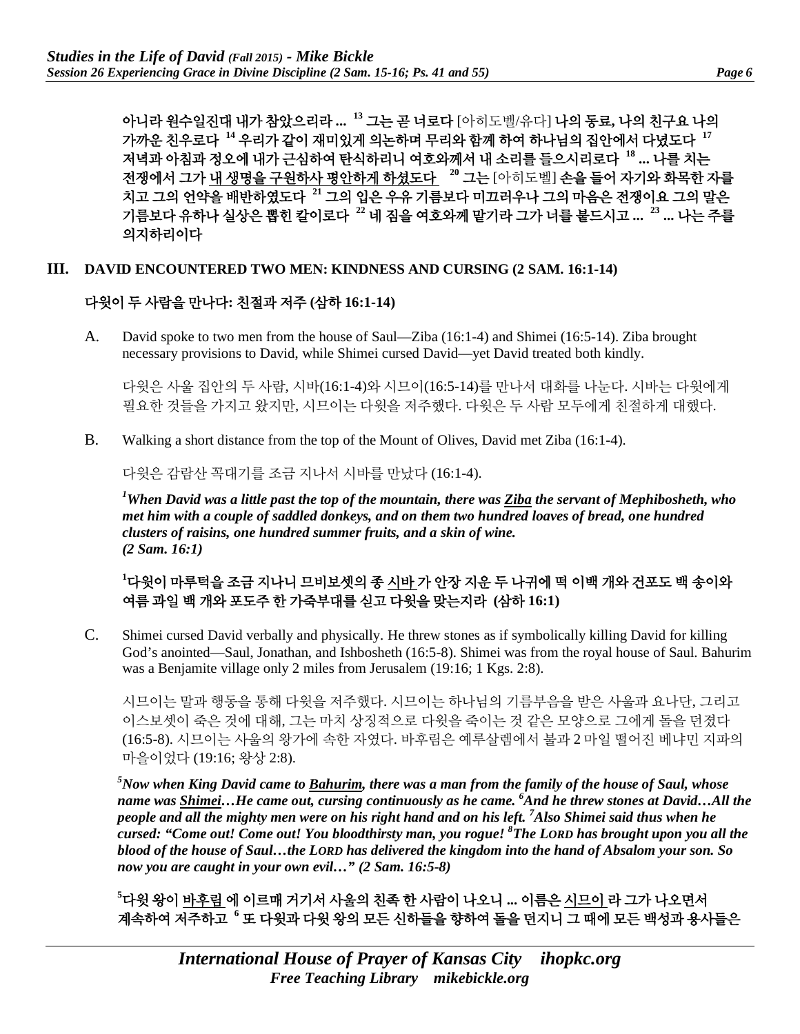**아니라 원수일진대 내가 참았으리라 ... [13] 그는 곧 너로다** [아히도벨/유다] **나의 동료, 나의 친구요 나의 가까운 친우로다 [14] 우리가 같이 재미있게 의논하며 무리와 함께 하여 하나님의 집안에서 다녔도다 [17] 저녁과 아침과 정오에 내가 근심하여 탄식하리니 여호와께서 내 소리를 들으시리로다 [18] ... 나를 치는 전쟁에서 그가 <u>내 생명을 구원하사 평안하게 하셨도다</u> [20] 그는** [아히도벨] **손을 들어 자기와 화목한 자를 치고 그의 언약을 배반하였도다 [21] 그의 입은 우유 기름보다 미끄러우나 그의 마음은 전쟁이요 그의 말은 기름보다 유하나 실상은 뽑힌 칼이로다 [22] 네 짐을 여호와께 맡기라 그가 너를 붙드시고 ... [23] ... 나는 주를 의지하리이다**

## III. DAVID ENCOUNTERED TWO MEN: KINDNESS AND CURSING (2 SAM. 16:1-14)

### 다윗이 두 사람을 만나다: 친절과 저주 (삼하 16:1-14)

A. David spoke to two men from the house of Saul—Ziba (16:1-4) and Shimei (16:5-14). Ziba brought necessary provisions to David, while Shimei cursed David—yet David treated both kindly.

다윗은 사울 집안의 두 사람, 시바(16:1-4)와 시므이(16:5-14)를 만나서 대화를 나눈다. 시바는 다윗에게 필요한 것들을 가지고 왔지만, 시므이는 다윗을 저주했다. 다윗은 두 사람 모두에게 친절하게 대했다.

B. Walking a short distance from the top of the Mount of Olives, David met Ziba (16:1-4).

다윗은 감람산 꼭대기를 조금 지나서 시바를 만났다 (16:1-4).

***[1]When David was a little past the top of the mountain, there was <u>Ziba</u> the servant of Mephibosheth, who met him with a couple of saddled donkeys, and on them two hundred loaves of bread, one hundred clusters of raisins, one hundred summer fruits, and a skin of wine. (2 Sam. 16:1)***

**[1]다윗이 마루턱을 조금 지나니 므비보셋의 종 <u>시바</u> 가 안장 지운 두 나귀에 떡 이백 개와 건포도 백 송이와 여름 과일 백 개와 포도주 한 가죽부대를 싣고 다윗을 맞는지라 (삼하 16:1)**

C. Shimei cursed David verbally and physically. He threw stones as if symbolically killing David for killing God's anointed—Saul, Jonathan, and Ishbosheth (16:5-8). Shimei was from the royal house of Saul. Bahurim was a Benjamite village only 2 miles from Jerusalem (19:16; 1 Kgs. 2:8).

시므이는 말과 행동을 통해 다윗을 저주했다. 시므이는 하나님의 기름부음을 받은 사울과 요나단, 그리고 이스보셋이 죽은 것에 대해, 그는 마치 상징적으로 다윗을 죽이는 것 같은 모양으로 그에게 돌을 던졌다 (16:5-8). 시므이는 사울의 왕가에 속한 자였다. 바후림은 예루살렘에서 불과 2 마일 떨어진 베냐민 지파의 마을이었다 (19:16; 왕상 2:8).

***[5]Now when King David came to <u>Bahurim</u>, there was a man from the family of the house of Saul, whose name was <u>Shimei</u>…He came out, cursing continuously as he came. [6]And he threw stones at David…All the people and all the mighty men were on his right hand and on his left. [7]Also Shimei said thus when he cursed: "Come out! Come out! You bloodthirsty man, you rogue! [8]The LORD has brought upon you all the blood of the house of Saul…the LORD has delivered the kingdom into the hand of Absalom your son. So now you are caught in your own evil…" (2 Sam. 16:5-8)***

**[5]다윗 왕이 <u>바후림</u> 에 이르매 거기서 사울의 친족 한 사람이 나오니 ... 이름은 <u>시므이</u> 라 그가 나오면서 계속하여 저주하고 [6] 또 다윗과 다윗 왕의 모든 신하들을 향하여 돌을 던지니 그 때에 모든 백성과 용사들은**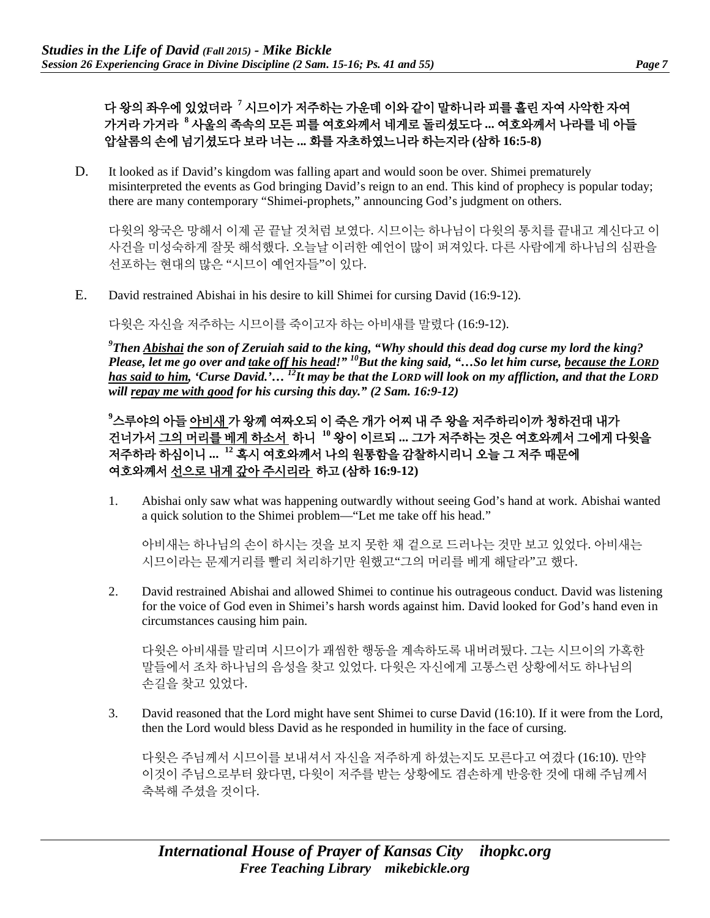**다 왕의 좌우에 있었더라 [7] 시므이가 저주하는 가운데 이와 같이 말하니라 피를 흘린 자여 사악한 자여 가거라 가거라 [8] 사울의 족속의 모든 피를 여호와께서 네게로 돌리셨도다 ... 여호와께서 나라를 네 아들 압살롬의 손에 넘기셨도다 보라 너는 ... 화를 자초하였느니라 하는지라 (삼하 16:5-8)**

D. It looked as if David's kingdom was falling apart and would soon be over. Shimei prematurely misinterpreted the events as God bringing David's reign to an end. This kind of prophecy is popular today; there are many contemporary "Shimei-prophets," announcing God's judgment on others.

다윗의 왕국은 망해서 이제 곧 끝날 것처럼 보였다. 시므이는 하나님이 다윗의 통치를 끝내고 계신다고 이 사건을 미성숙하게 잘못 해석했다. 오늘날 이러한 예언이 많이 퍼져있다. 다른 사람에게 하나님의 심판을 선포하는 현대의 많은 "시므이 예언자들"이 있다.

E. David restrained Abishai in his desire to kill Shimei for cursing David (16:9-12).

다윗은 자신을 저주하는 시므이를 죽이고자 하는 아비새를 말렸다 (16:9-12).

***[9]Then <u>Abishai</u> the son of Zeruiah said to the king, "Why should this dead dog curse my lord the king? Please, let me go over and <u>take off his head</u>!" [10]But the king said, "…So let him curse, <u>because the LORD has said to him</u>, 'Curse David.'… [12]It may be that the LORD will look on my affliction, and that the LORD will <u>repay me with good</u> for his cursing this day." (2 Sam. 16:9-12)***

**[9]스루야의 아들 <u>아비새</u>가 왕께 여짜오되 이 죽은 개가 어찌 내 주 왕을 저주하리이까 청하건대 내가 건너가서 <u>그의 머리를 베게 하소서</u> 하니 [10] 왕이 이르되 ... 그가 저주하는 것은 여호와께서 그에게 다윗을 저주하라 하심이니 ... [12] 혹시 여호와께서 나의 원통함을 감찰하시리니 오늘 그 저주 때문에 여호와께서 <u>선으로 내게 갚아 주시리라</u> 하고 (삼하 16:9-12)**

1. Abishai only saw what was happening outwardly without seeing God's hand at work. Abishai wanted a quick solution to the Shimei problem—"Let me take off his head."

   아비새는 하나님의 손이 하시는 것을 보지 못한 채 겉으로 드러나는 것만 보고 있었다. 아비새는 시므이라는 문제거리를 빨리 처리하기만 원했고"그의 머리를 베게 해달라"고 했다.

2. David restrained Abishai and allowed Shimei to continue his outrageous conduct. David was listening for the voice of God even in Shimei's harsh words against him. David looked for God's hand even in circumstances causing him pain.

   다윗은 아비새를 말리며 시므이가 괘씸한 행동을 계속하도록 내버려뒀다. 그는 시므이의 가혹한 말들에서 조차 하나님의 음성을 찾고 있었다. 다윗은 자신에게 고통스런 상황에서도 하나님의 손길을 찾고 있었다.

3. David reasoned that the Lord might have sent Shimei to curse David (16:10). If it were from the Lord, then the Lord would bless David as he responded in humility in the face of cursing.

   다윗은 주님께서 시므이를 보내셔서 자신을 저주하게 하셨는지도 모른다고 여겼다 (16:10). 만약 이것이 주님으로부터 왔다면, 다윗이 저주를 받는 상황에도 겸손하게 반응한 것에 대해 주님께서 축복해 주셨을 것이다.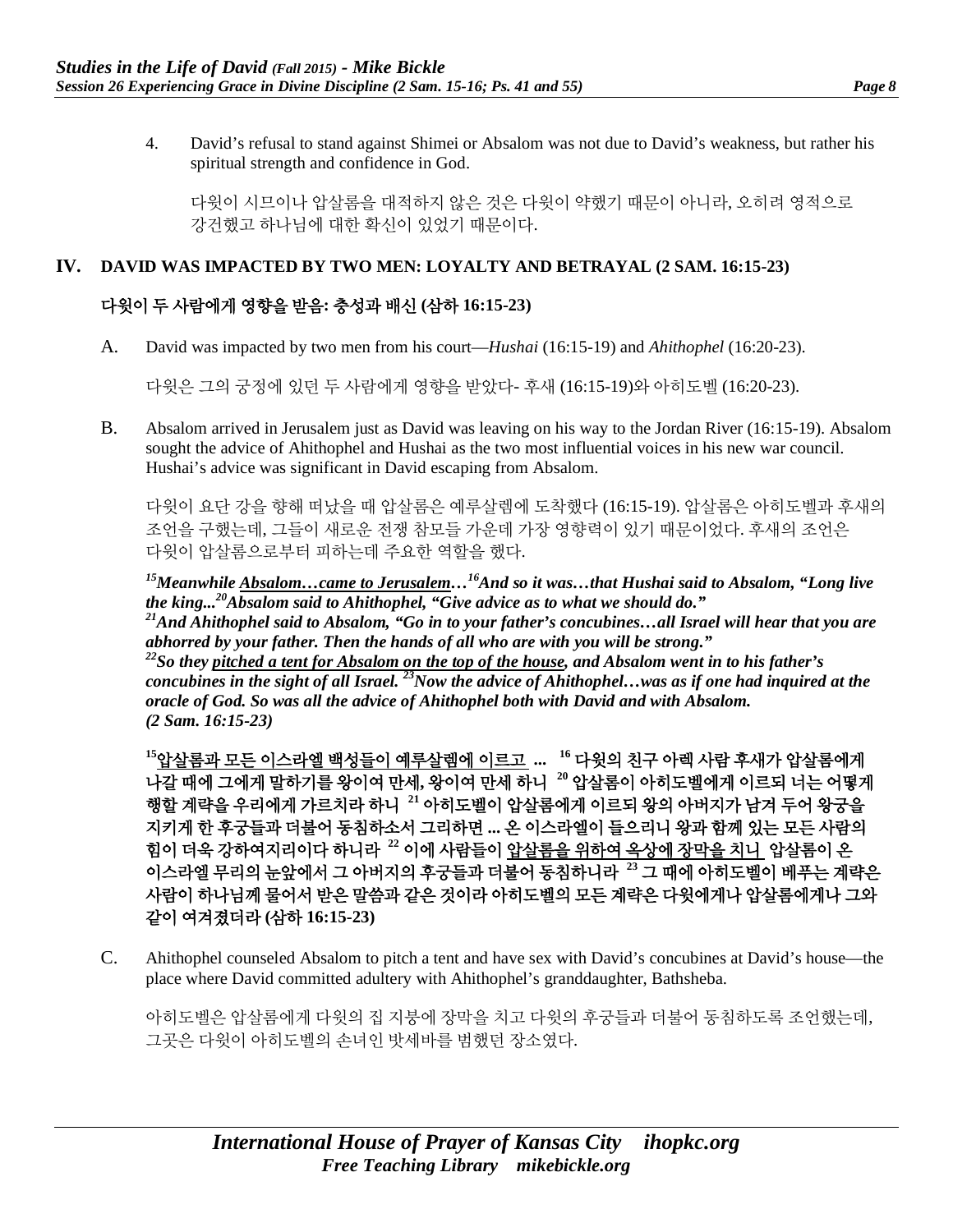4. David's refusal to stand against Shimei or Absalom was not due to David's weakness, but rather his spiritual strength and confidence in God.

   다윗이 시므이나 압살롬을 대적하지 않은 것은 다윗이 약했기 때문이 아니라, 오히려 영적으로 강건했고 하나님에 대한 확신이 있었기 때문이다.

## IV. DAVID WAS IMPACTED BY TWO MEN: LOYALTY AND BETRAYAL (2 SAM. 16:15-23)

## 다윗이 두 사람에게 영향을 받음: 충성과 배신 (삼하 16:15-23)

A. David was impacted by two men from his court—*Hushai* (16:15-19) and *Ahithophel* (16:20-23).

   다윗은 그의 궁정에 있던 두 사람에게 영향을 받았다- 후새 (16:15-19)와 아히도벨 (16:20-23).

B. Absalom arrived in Jerusalem just as David was leaving on his way to the Jordan River (16:15-19). Absalom sought the advice of Ahithophel and Hushai as the two most influential voices in his new war council. Hushai's advice was significant in David escaping from Absalom.

   다윗이 요단 강을 향해 떠났을 때 압살롬은 예루살렘에 도착했다 (16:15-19). 압살롬은 아히도벨과 후새의 조언을 구했는데, 그들이 새로운 전쟁 참모들 가운데 가장 영향력이 있기 때문이었다. 후새의 조언은 다윗이 압살롬으로부터 피하는데 주요한 역할을 했다.

   ***[15]Meanwhile <u>Absalom…came to Jerusalem</u>…[16]And so it was…that Hushai said to Absalom, "Long live the king...[20]Absalom said to Ahithophel, "Give advice as to what we should do."***
   ***[21]And Ahithophel said to Absalom, "Go in to your father's concubines…all Israel will hear that you are abhorred by your father. Then the hands of all who are with you will be strong."***
   ***[22]So they <u>pitched a tent for Absalom on the top of the house</u>, and Absalom went in to his father's concubines in the sight of all Israel. [23]Now the advice of Ahithophel…was as if one had inquired at the oracle of God. So was all the advice of Ahithophel both with David and with Absalom. (2 Sam. 16:15-23)***

   **[15]<u>압살롬과 모든 이스라엘 백성들이 예루살렘에 이르고</u> ... [16] 다윗의 친구 아렉 사람 후새가 압살롬에게 나갈 때에 그에게 말하기를 왕이여 만세, 왕이여 만세 하니 [20] 압살롬이 아히도벨에게 이르되 너는 어떻게 행할 계략을 우리에게 가르치라 하니 [21] 아히도벨이 압살롬에게 이르되 왕의 아버지가 남겨 두어 왕궁을 지키게 한 후궁들과 더불어 동침하소서 그리하면 ... 온 이스라엘이 들으리니 왕과 함께 있는 모든 사람의 힘이 더욱 강하여지리이다 하니라 [22] 이에 사람들이 <u>압살롬을 위하여 옥상에 장막을 치니</u> 압살롬이 온 이스라엘 무리의 눈앞에서 그 아버지의 후궁들과 더불어 동침하니라 [23] 그 때에 아히도벨이 베푸는 계략은 사람이 하나님께 물어서 받은 말씀과 같은 것이라 아히도벨의 모든 계략은 다윗에게나 압살롬에게나 그와 같이 여겨졌더라 (삼하 16:15-23)**

C. Ahithophel counseled Absalom to pitch a tent and have sex with David's concubines at David's house—the place where David committed adultery with Ahithophel's granddaughter, Bathsheba.

   아히도벨은 압살롬에게 다윗의 집 지붕에 장막을 치고 다윗의 후궁들과 더불어 동침하도록 조언했는데, 그곳은 다윗이 아히도벨의 손녀인 밧세바를 범했던 장소였다.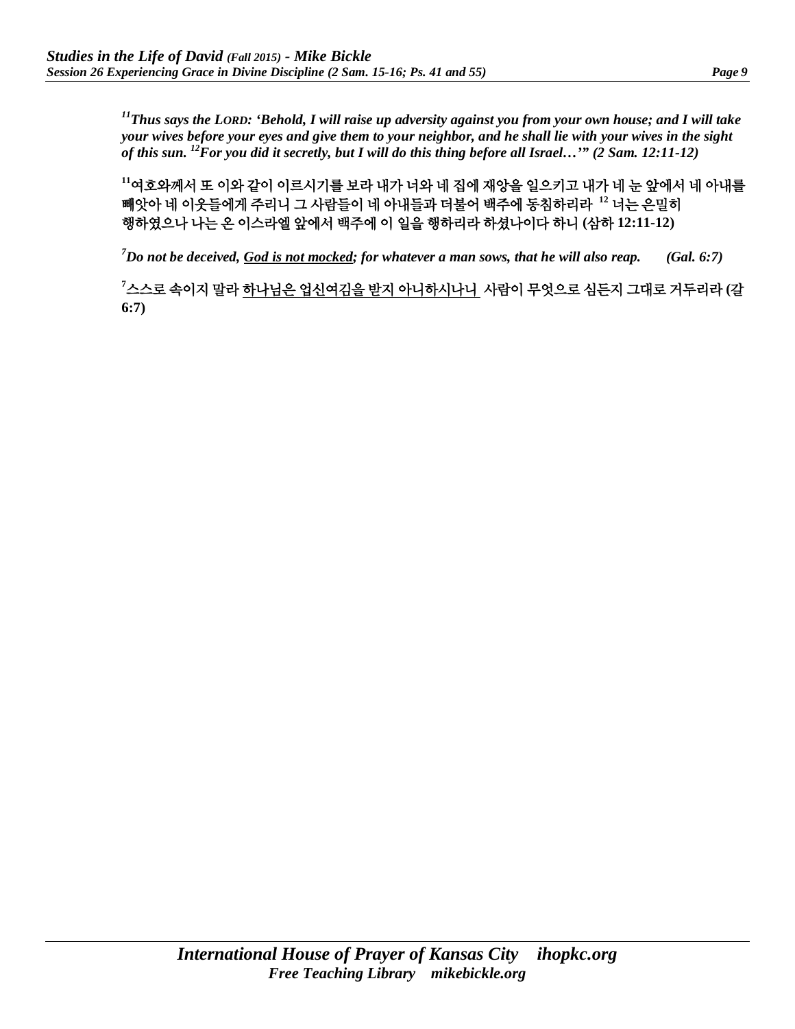*[11]Thus says the LORD: 'Behold, I will raise up adversity against you from your own house; and I will take your wives before your eyes and give them to your neighbor, and he shall lie with your wives in the sight of this sun. [12]For you did it secretly, but I will do this thing before all Israel…'" (2 Sam. 12:11-12)*

**[11]여호와께서 또 이와 같이 이르시기를 보라 내가 너와 네 집에 재앙을 일으키고 내가 네 눈 앞에서 네 아내를 빼앗아 네 이웃들에게 주리니 그 사람들이 네 아내들과 더불어 백주에 동침하리라 [12] 너는 은밀히 행하였으나 나는 온 이스라엘 앞에서 백주에 이 일을 행하리라 하셨나이다 하니 (삼하 12:11-12)**

*[7]Do not be deceived, <u>God is not mocked</u>; for whatever a man sows, that he will also reap. (Gal. 6:7)*

**[7]스스로 속이지 말라 <u>하나님은 업신여김을 받지 아니하시나니</u> 사람이 무엇으로 심든지 그대로 거두리라 (갈 6:7)**